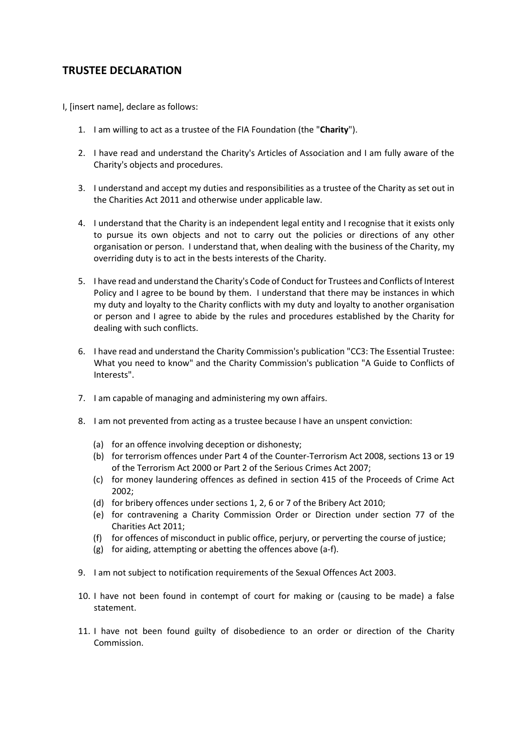## TRUSTEE DECLARATION

I, [insert name], declare as follows:

1. I am willing to act as a trustee of the FIA Foundation (the "**Charity**").

2. I have read and understand the Charity's Articles of Association and I am fully aware of the Charity's objects and procedures.

3. I understand and accept my duties and responsibilities as a trustee of the Charity as set out in the Charities Act 2011 and otherwise under applicable law.

4. I understand that the Charity is an independent legal entity and I recognise that it exists only to pursue its own objects and not to carry out the policies or directions of any other organisation or person. I understand that, when dealing with the business of the Charity, my overriding duty is to act in the bests interests of the Charity.

5. I have read and understand the Charity's Code of Conduct for Trustees and Conflicts of Interest Policy and I agree to be bound by them. I understand that there may be instances in which my duty and loyalty to the Charity conflicts with my duty and loyalty to another organisation or person and I agree to abide by the rules and procedures established by the Charity for dealing with such conflicts.

6. I have read and understand the Charity Commission's publication "CC3: The Essential Trustee: What you need to know" and the Charity Commission's publication "A Guide to Conflicts of Interests".

7. I am capable of managing and administering my own affairs.

8. I am not prevented from acting as a trustee because I have an unspent conviction:

   (a) for an offence involving deception or dishonesty;
   (b) for terrorism offences under Part 4 of the Counter-Terrorism Act 2008, sections 13 or 19 of the Terrorism Act 2000 or Part 2 of the Serious Crimes Act 2007;
   (c) for money laundering offences as defined in section 415 of the Proceeds of Crime Act 2002;
   (d) for bribery offences under sections 1, 2, 6 or 7 of the Bribery Act 2010;
   (e) for contravening a Charity Commission Order or Direction under section 77 of the Charities Act 2011;
   (f) for offences of misconduct in public office, perjury, or perverting the course of justice;
   (g) for aiding, attempting or abetting the offences above (a-f).

9. I am not subject to notification requirements of the Sexual Offences Act 2003.

10. I have not been found in contempt of court for making or (causing to be made) a false statement.

11. I have not been found guilty of disobedience to an order or direction of the Charity Commission.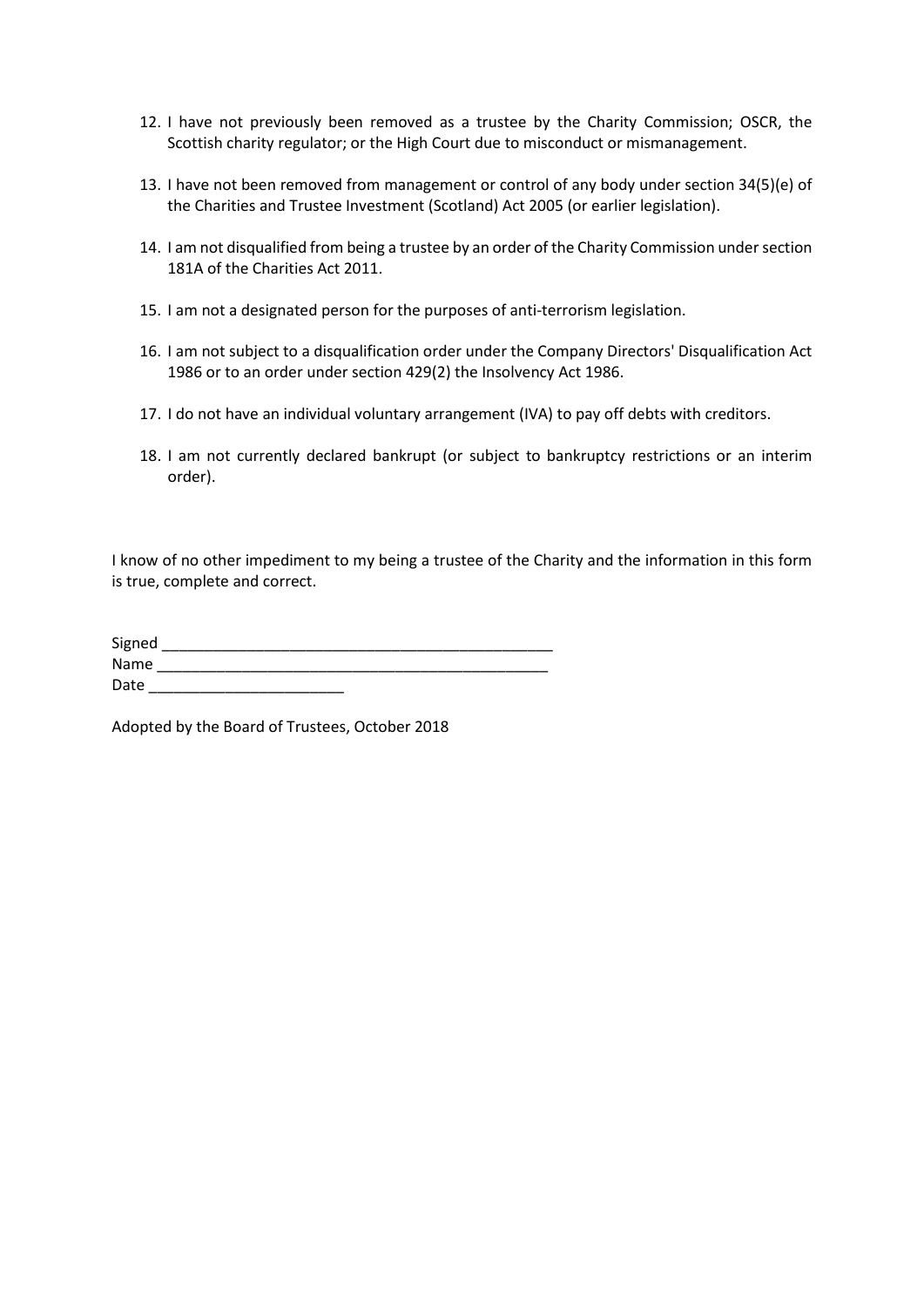12. I have not previously been removed as a trustee by the Charity Commission; OSCR, the Scottish charity regulator; or the High Court due to misconduct or mismanagement.

13. I have not been removed from management or control of any body under section 34(5)(e) of the Charities and Trustee Investment (Scotland) Act 2005 (or earlier legislation).

14. I am not disqualified from being a trustee by an order of the Charity Commission under section 181A of the Charities Act 2011.

15. I am not a designated person for the purposes of anti-terrorism legislation.

16. I am not subject to a disqualification order under the Company Directors' Disqualification Act 1986 or to an order under section 429(2) the Insolvency Act 1986.

17. I do not have an individual voluntary arrangement (IVA) to pay off debts with creditors.

18. I am not currently declared bankrupt (or subject to bankruptcy restrictions or an interim order).

I know of no other impediment to my being a trustee of the Charity and the information in this form is true, complete and correct.

Signed _______________________________________________
Name ________________________________________________
Date _______________________

Adopted by the Board of Trustees, October 2018